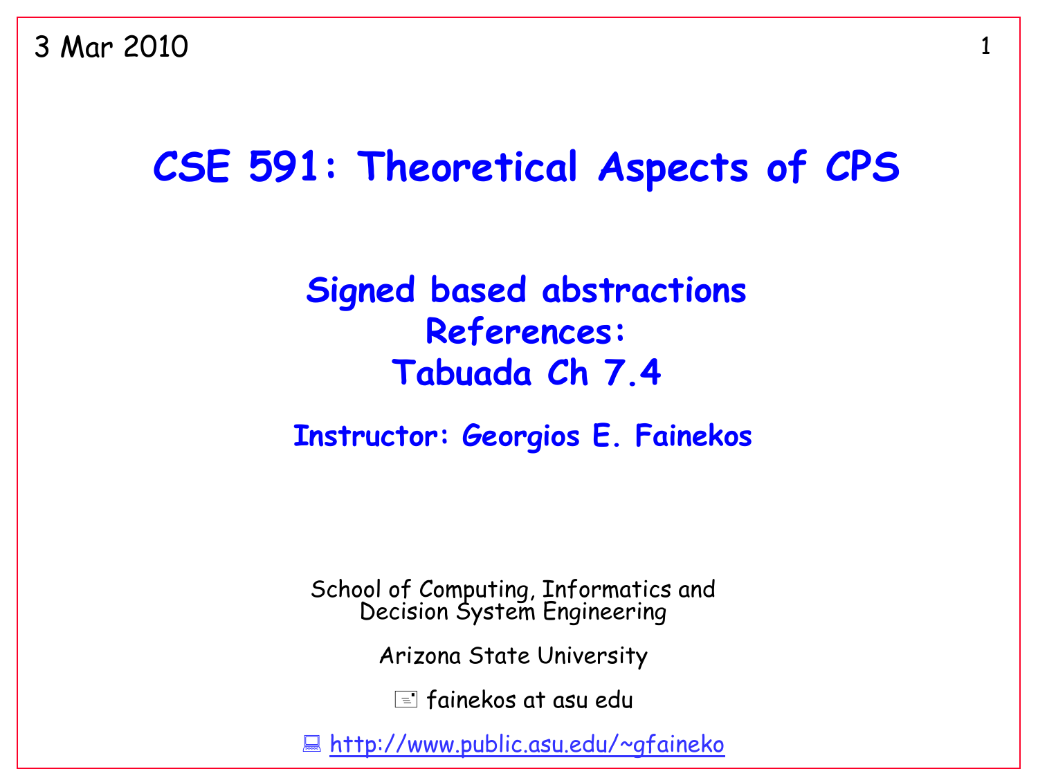3 Mar 2010

# CSE 591: Theoretical Aspects of CPS

## Signed based abstractions
## References:
## Tabuada Ch 7.4

### Instructor: Georgios E. Fainekos

School of Computing, Informatics and
Decision System Engineering

Arizona State University

fainekos at asu edu

http://www.public.asu.edu/~gfaineko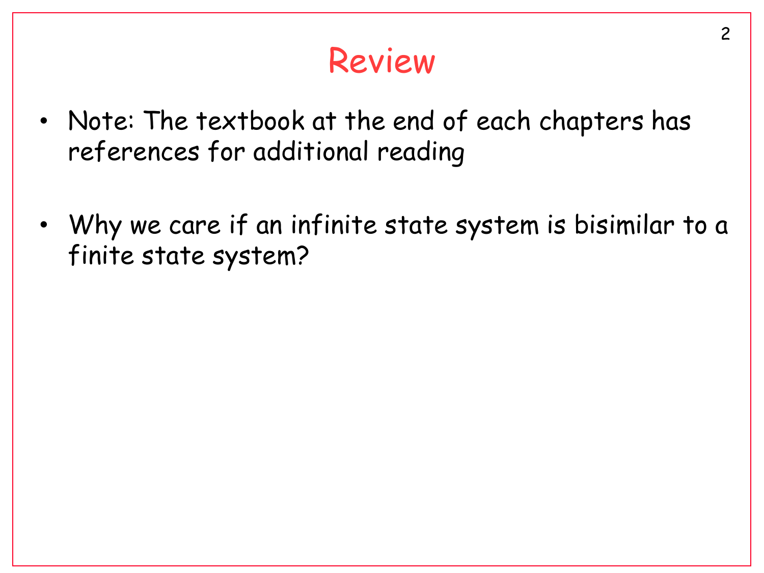# Review

- Note: The textbook at the end of each chapters has references for additional reading

- Why we care if an infinite state system is bisimilar to a finite state system?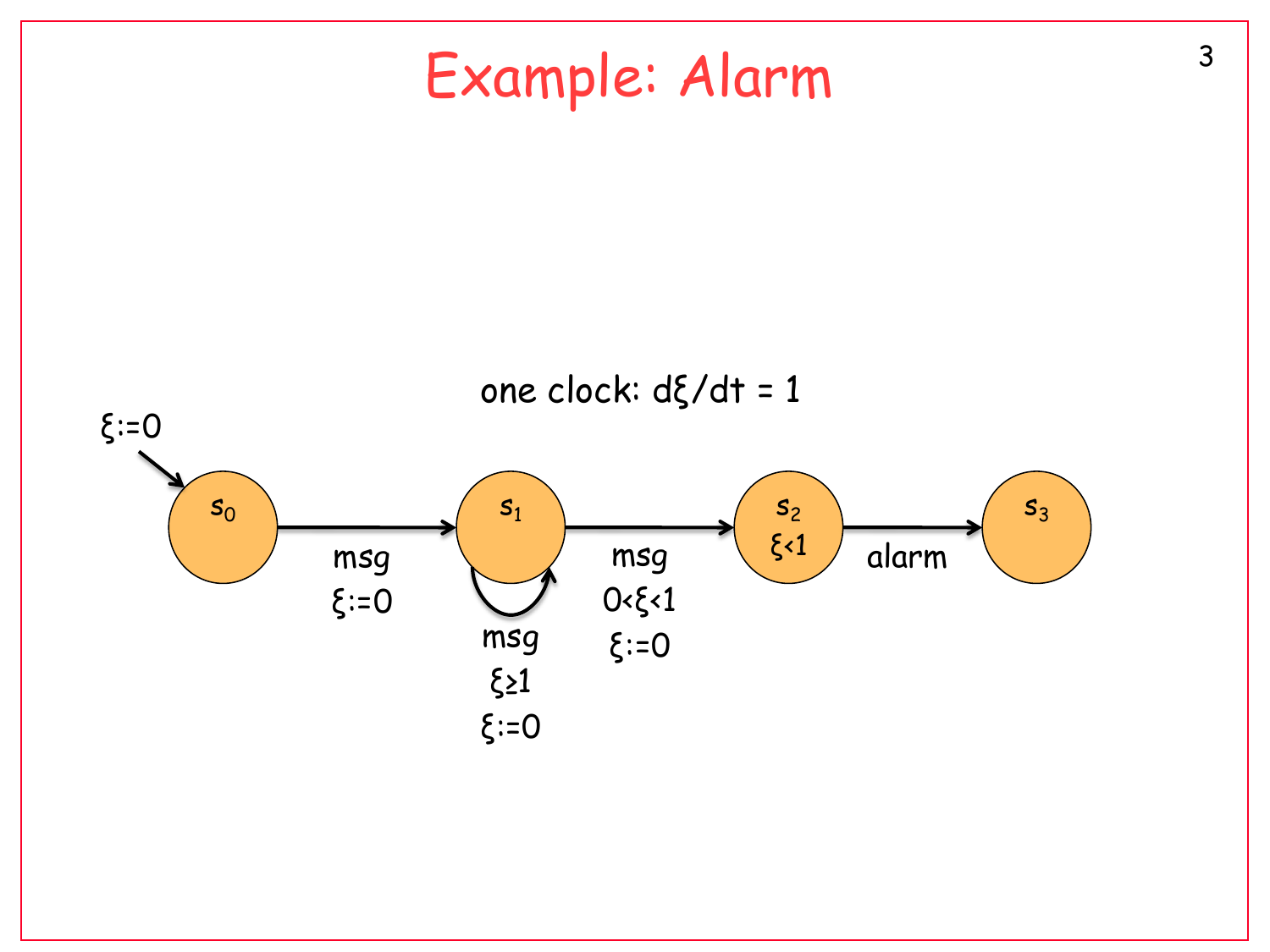# Example: Alarm

one clock: $d\xi/dt = 1$

$\xi := 0$

$s_0$ → $s_1$: msg, $\xi := 0$

$s_1$ → $s_1$: msg, $\xi \geq 1$, $\xi := 0$

$s_1$ → $s_2$: msg, $0 < \xi < 1$, $\xi := 0$

$s_2$: $\xi < 1$

$s_2$ → $s_3$: alarm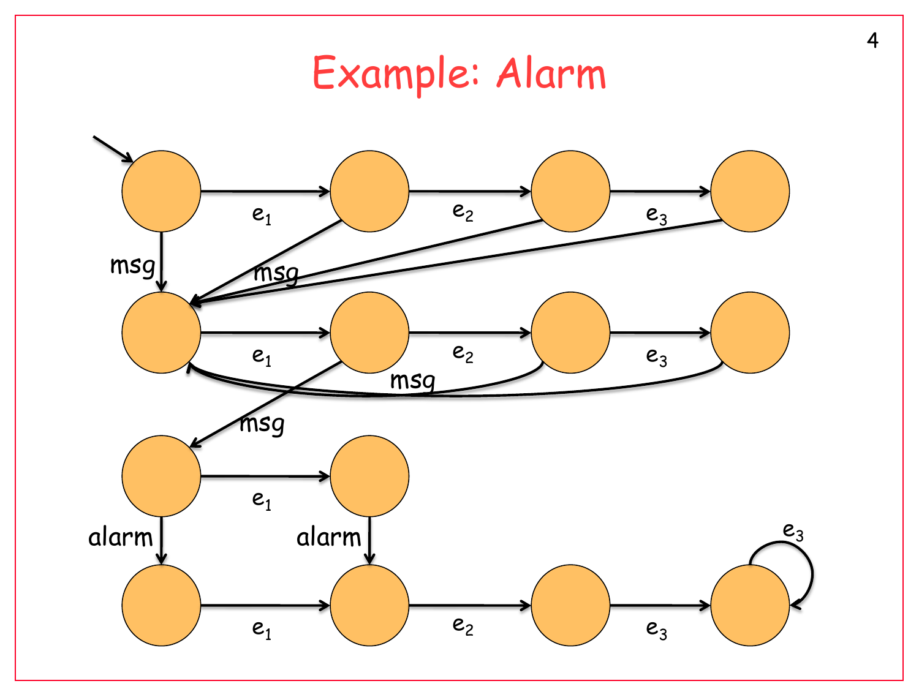# Example: Alarm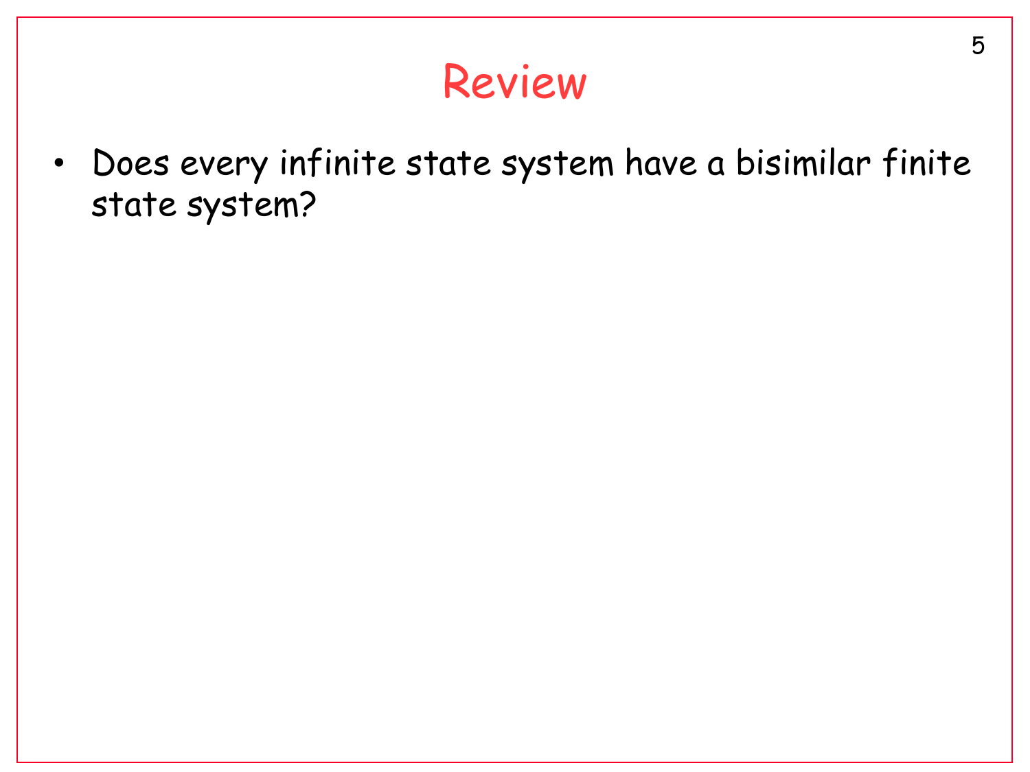# Review

- Does every infinite state system have a bisimilar finite state system?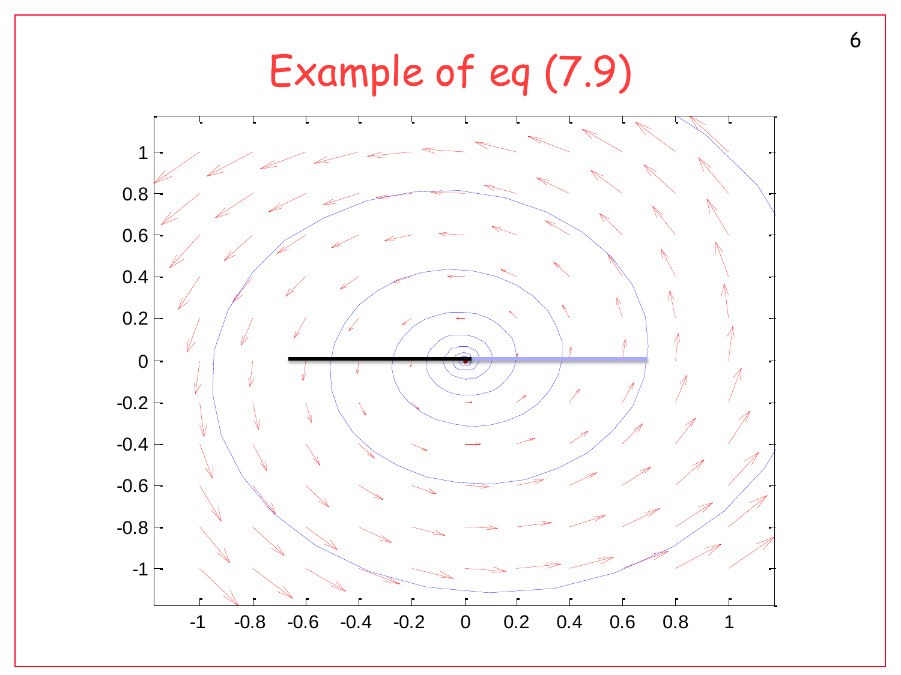# Example of eq (7.9)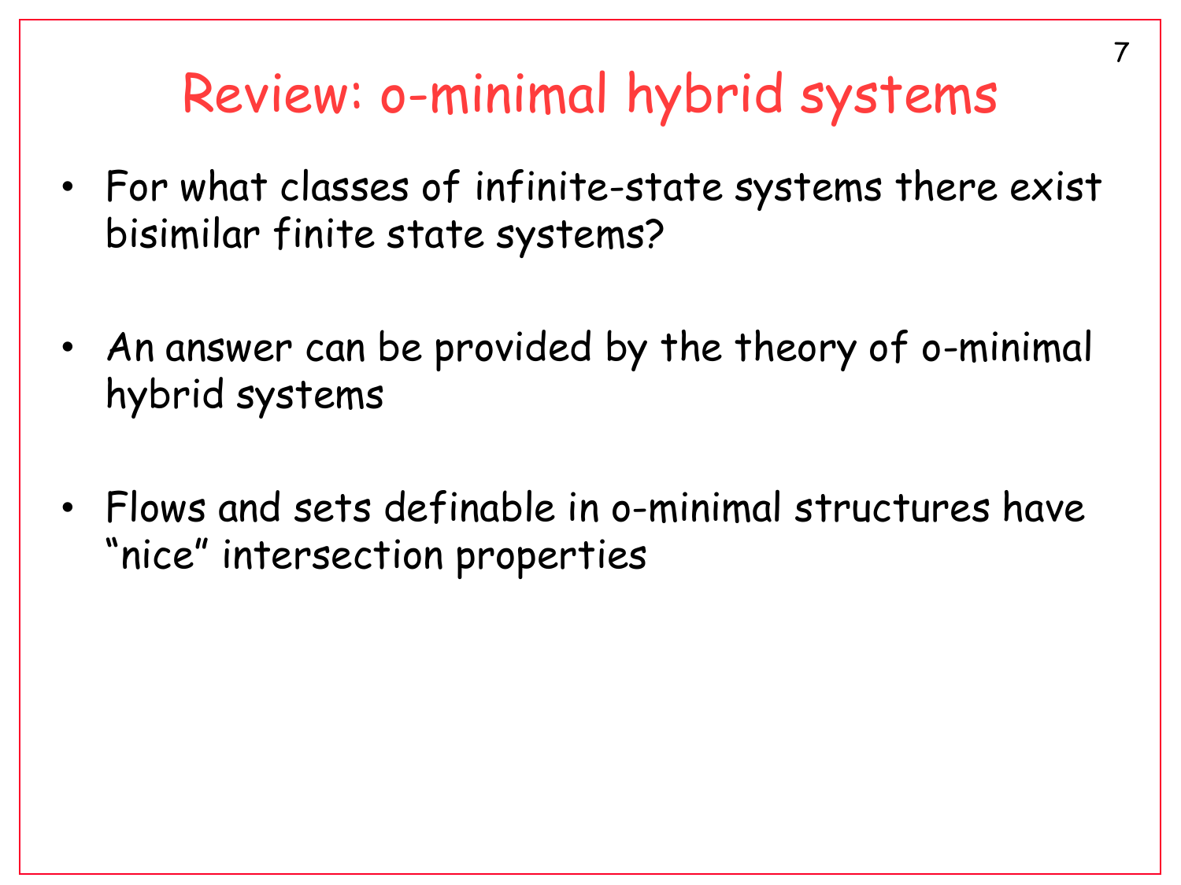# Review: o-minimal hybrid systems

- For what classes of infinite-state systems there exist bisimilar finite state systems?
- An answer can be provided by the theory of o-minimal hybrid systems
- Flows and sets definable in o-minimal structures have “nice” intersection properties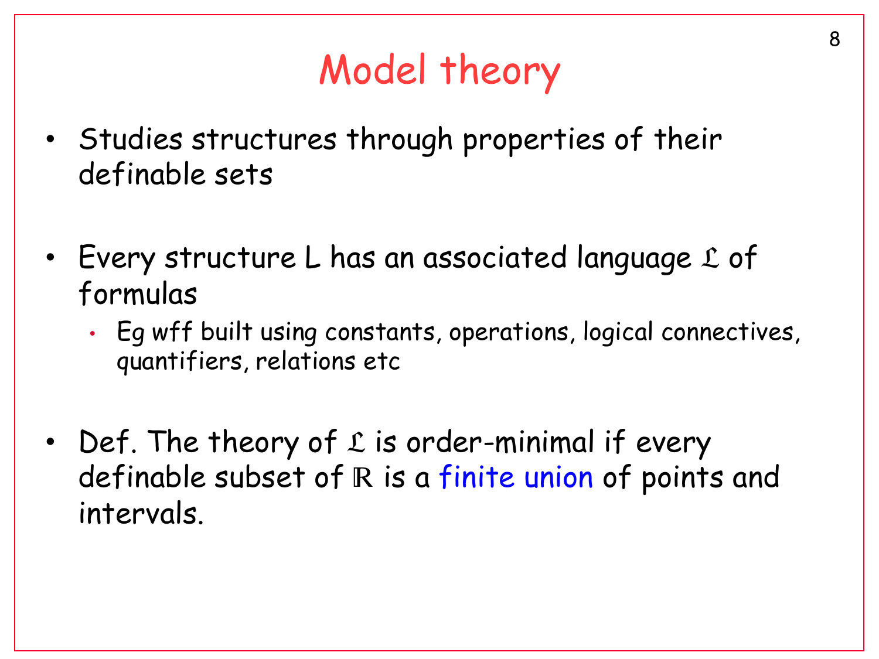# Model theory

- Studies structures through properties of their definable sets

- Every structure L has an associated language $\mathfrak{L}$ of formulas
  - Eg wff built using constants, operations, logical connectives, quantifiers, relations etc

- Def. The theory of $\mathfrak{L}$ is order-minimal if every definable subset of $\mathbb{R}$ is a finite union of points and intervals.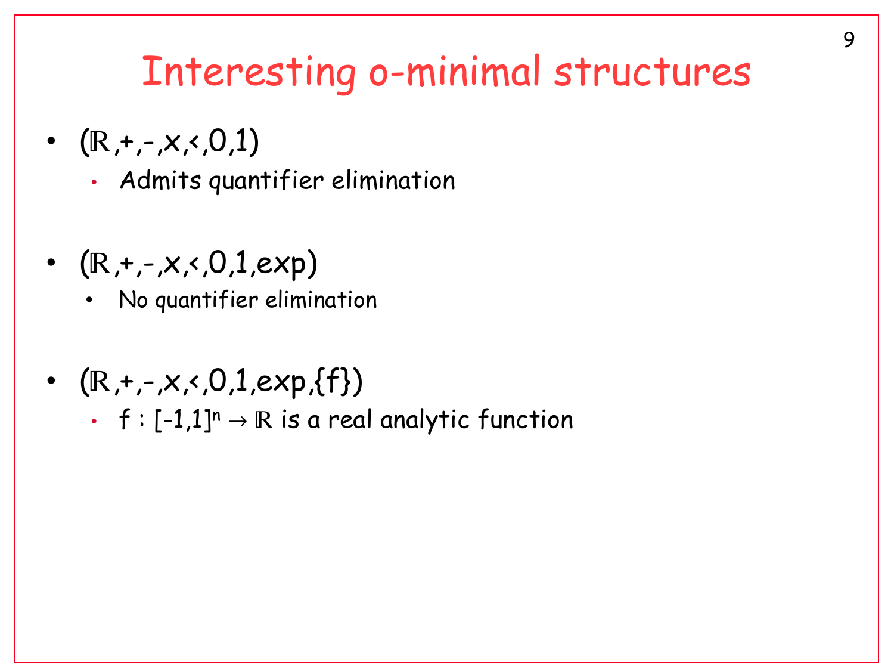# Interesting o-minimal structures

- $(\mathbb{R},+,-,\times,<,0,1)$
  - Admits quantifier elimination
- $(\mathbb{R},+,-,\times,<,0,1,\exp)$
  - No quantifier elimination
- $(\mathbb{R},+,-,\times,<,0,1,\exp,\{f\})$
  - $f : [-1,1]^n \rightarrow \mathbb{R}$ is a real analytic function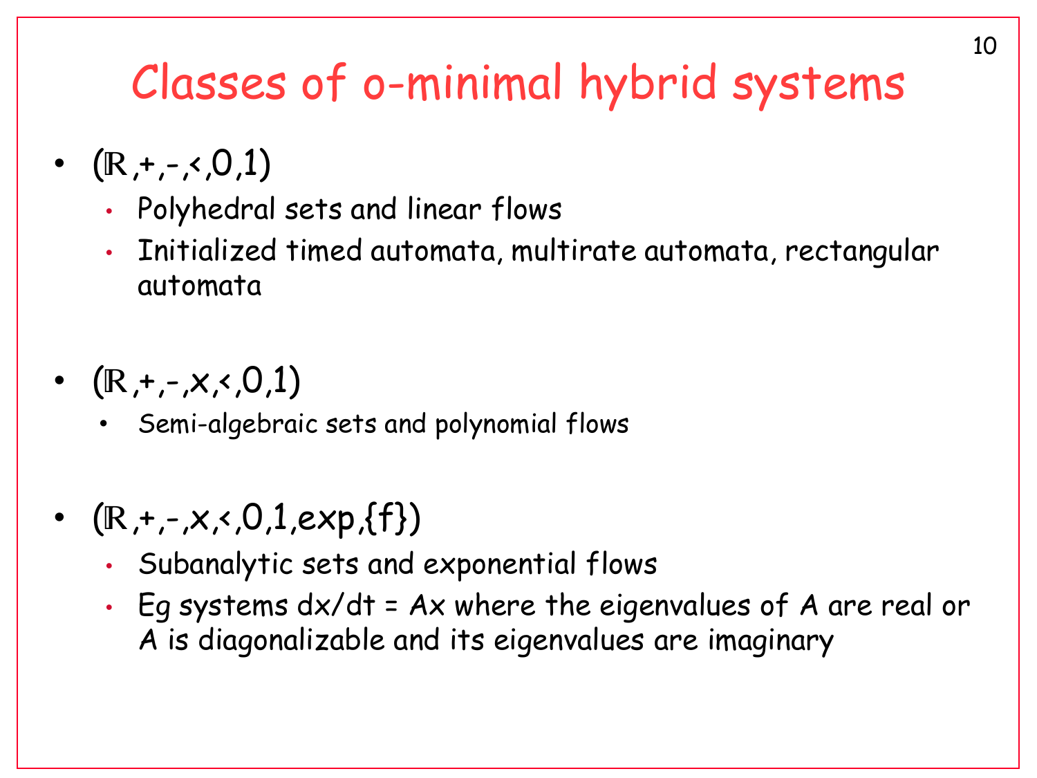# Classes of o-minimal hybrid systems

- $(\mathbb{R},+,-,<,0,1)$
  - Polyhedral sets and linear flows
  - Initialized timed automata, multirate automata, rectangular automata
- $(\mathbb{R},+,-,\times,<,0,1)$
  - Semi-algebraic sets and polynomial flows
- $(\mathbb{R},+,-,\times,<,0,1,\exp,\{f\})$
  - Subanalytic sets and exponential flows
  - Eg systems $dx/dt = Ax$ where the eigenvalues of $A$ are real or $A$ is diagonalizable and its eigenvalues are imaginary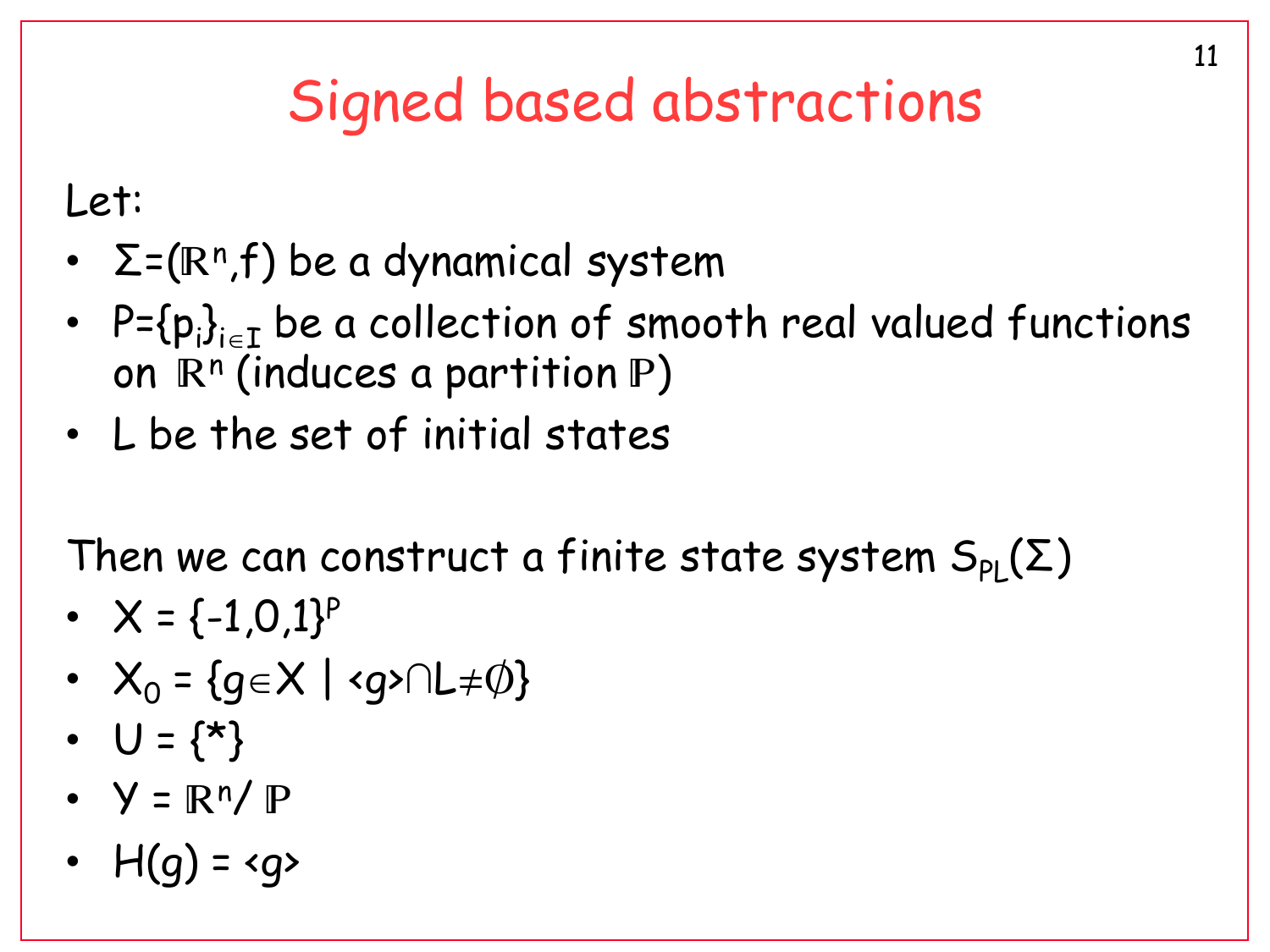# Signed based abstractions

Let:

- $\Sigma=(\mathbb{R}^n,f)$ be a dynamical system
- $P=\{p_i\}_{i\in I}$ be a collection of smooth real valued functions on $\mathbb{R}^n$ (induces a partition $\mathbb{P}$)
- L be the set of initial states

Then we can construct a finite state system $S_{PL}(\Sigma)$

- $X = \{-1,0,1\}^P$
- $X_0 = \{g \in X \mid \langle g \rangle \cap L \neq \emptyset\}$
- $U = \{*\}$
- $Y = \mathbb{R}^n / \mathbb{P}$
- $H(g) = \langle g \rangle$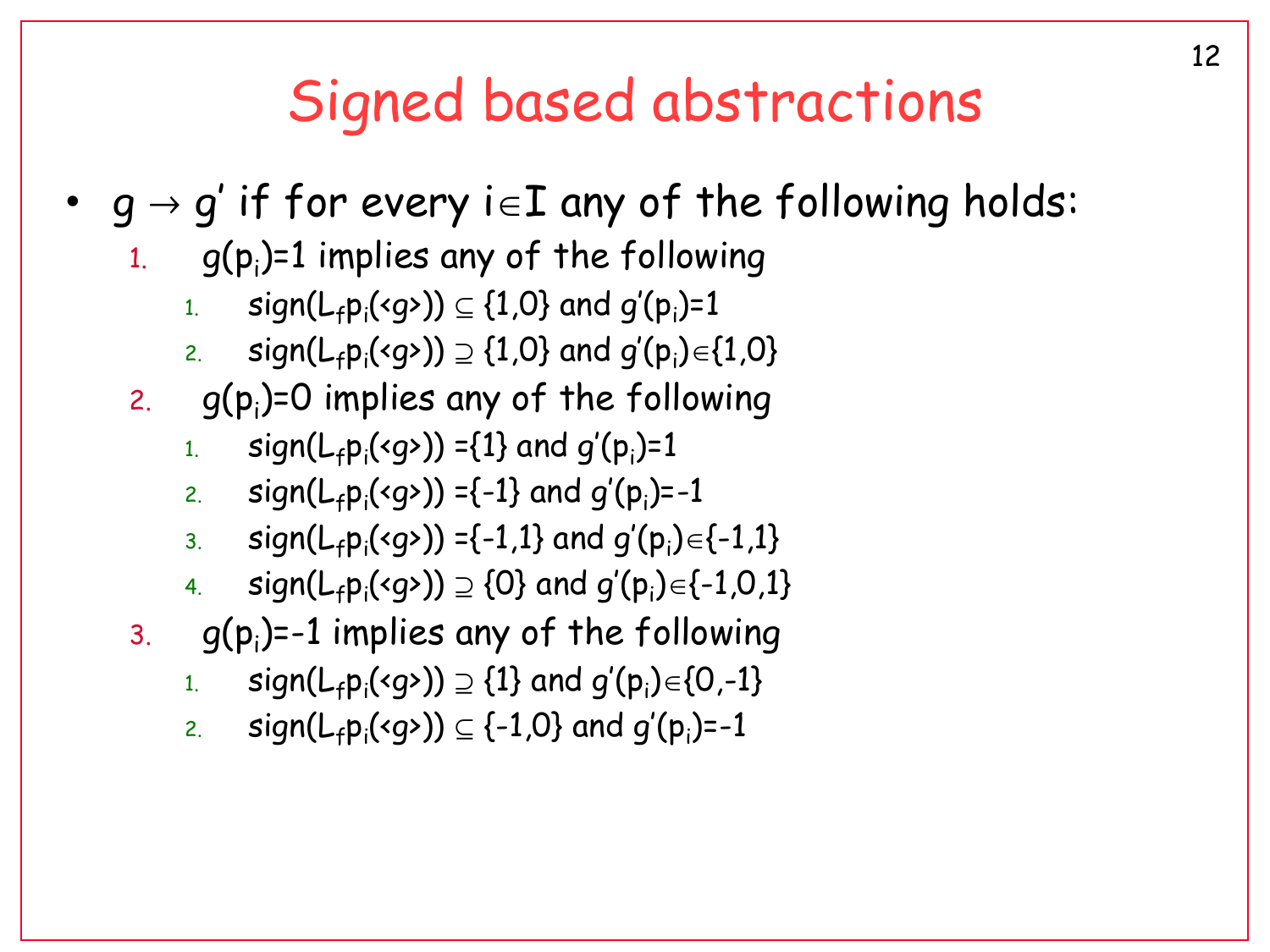# Signed based abstractions

- $g \rightarrow g'$ if for every $i \in I$ any of the following holds:
  1. $g(p_i)=1$ implies any of the following
     1. $\text{sign}(L_f p_i(\langle g \rangle)) \subseteq \{1,0\}$ and $g'(p_i)=1$
     2. $\text{sign}(L_f p_i(\langle g \rangle)) \supseteq \{1,0\}$ and $g'(p_i) \in \{1,0\}$
  2. $g(p_i)=0$ implies any of the following
     1. $\text{sign}(L_f p_i(\langle g \rangle)) = \{1\}$ and $g'(p_i)=1$
     2. $\text{sign}(L_f p_i(\langle g \rangle)) = \{-1\}$ and $g'(p_i)=-1$
     3. $\text{sign}(L_f p_i(\langle g \rangle)) = \{-1,1\}$ and $g'(p_i) \in \{-1,1\}$
     4. $\text{sign}(L_f p_i(\langle g \rangle)) \supseteq \{0\}$ and $g'(p_i) \in \{-1,0,1\}$
  3. $g(p_i)=-1$ implies any of the following
     1. $\text{sign}(L_f p_i(\langle g \rangle)) \supseteq \{1\}$ and $g'(p_i) \in \{0,-1\}$
     2. $\text{sign}(L_f p_i(\langle g \rangle)) \subseteq \{-1,0\}$ and $g'(p_i)=-1$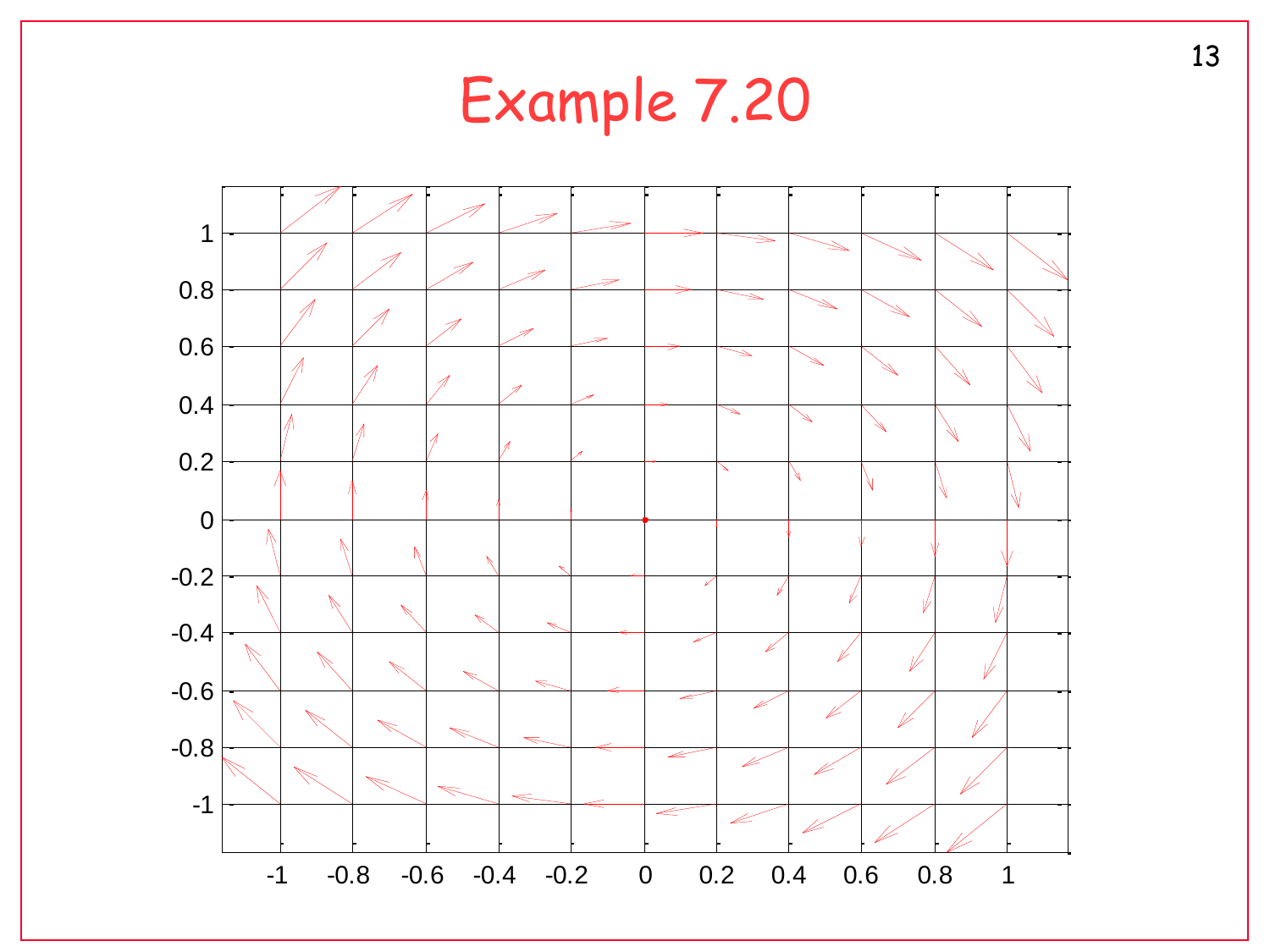# Example 7.20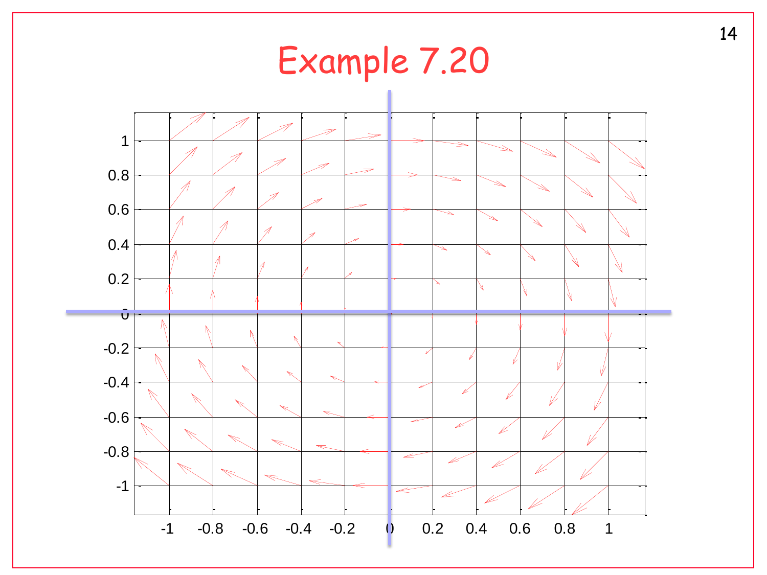# Example 7.20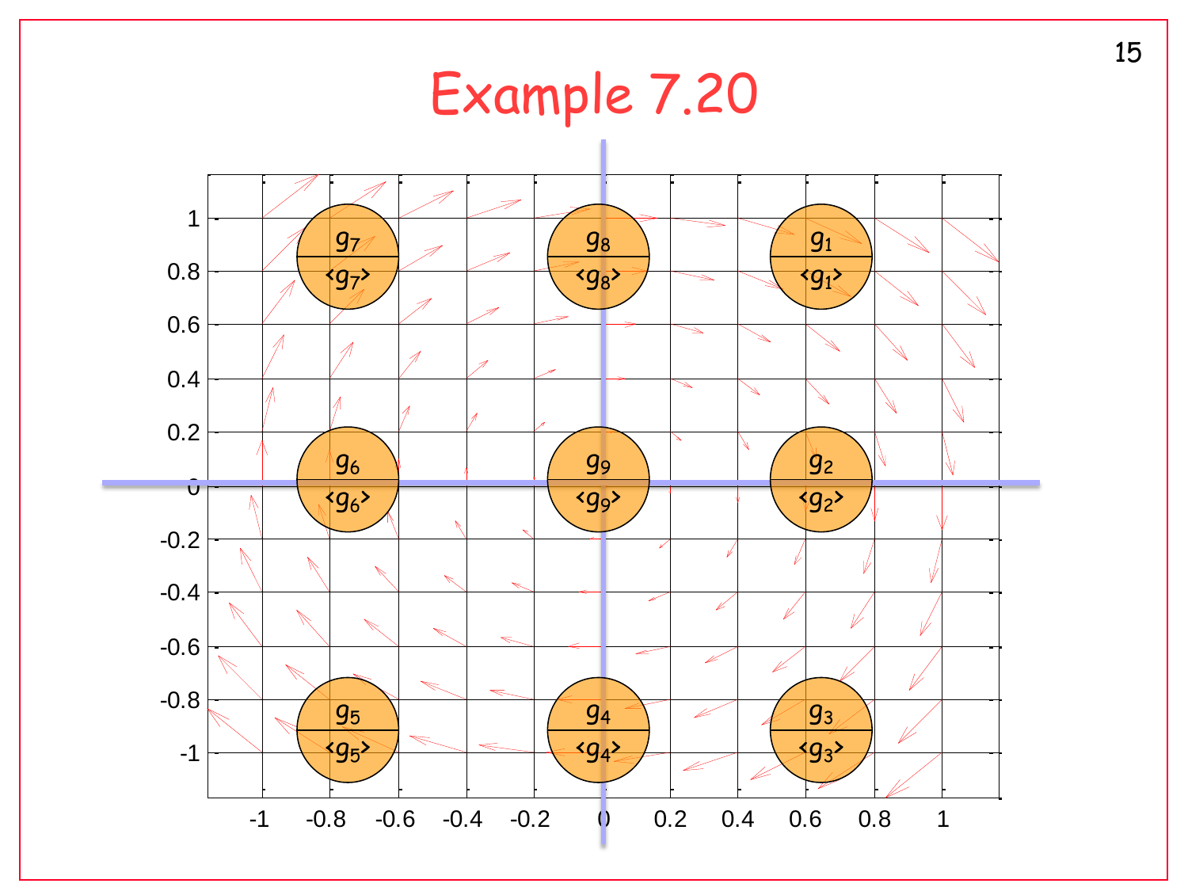# Example 7.20

| | | |
|---|---|---|
| $g_7$ / $\langle g_7 \rangle$ | $g_8$ / $\langle g_8 \rangle$ | $g_1$ / $\langle g_1 \rangle$ |
| $g_6$ / $\langle g_6 \rangle$ | $g_9$ / $\langle g_9 \rangle$ | $g_2$ / $\langle g_2 \rangle$ |
| $g_5$ / $\langle g_5 \rangle$ | $g_4$ / $\langle g_4 \rangle$ | $g_3$ / $\langle g_3 \rangle$ |

Horizontal axis: -1, -0.8, -0.6, -0.4, -0.2, 0, 0.2, 0.4, 0.6, 0.8, 1

Vertical axis: 1, 0.8, 0.6, 0.4, 0.2, 0, -0.2, -0.4, -0.6, -0.8, -1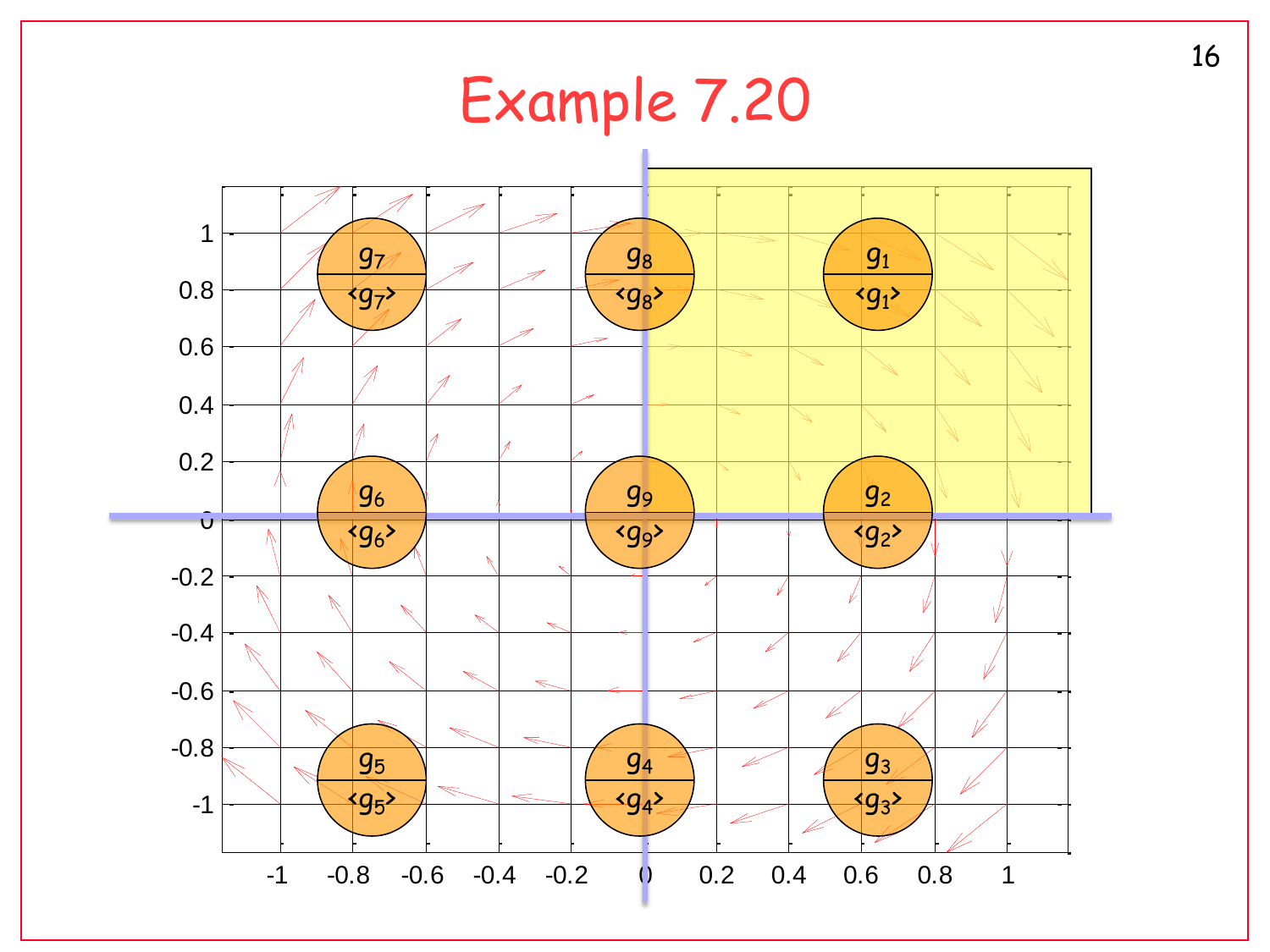# Example 7.20

$g_7$ / $\langle g_7 \rangle$ $g_8$ / $\langle g_8 \rangle$ $g_1$ / $\langle g_1 \rangle$

$g_6$ / $\langle g_6 \rangle$ $g_9$ / $\langle g_9 \rangle$ $g_2$ / $\langle g_2 \rangle$

$g_5$ / $\langle g_5 \rangle$ $g_4$ / $\langle g_4 \rangle$ $g_3$ / $\langle g_3 \rangle$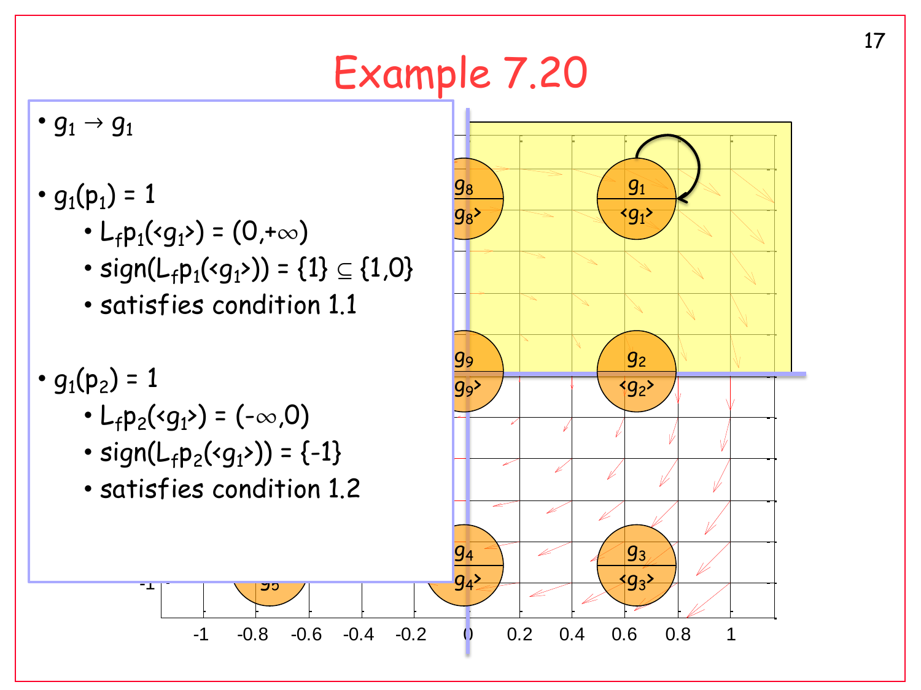# Example 7.20

- $g_1 \rightarrow g_1$

- $g_1(p_1) = 1$
  - $L_f p_1(\langle g_1 \rangle) = (0,+\infty)$
  - $\text{sign}(L_f p_1(\langle g_1 \rangle)) = \{1\} \subseteq \{1,0\}$
  - satisfies condition 1.1

- $g_1(p_2) = 1$
  - $L_f p_2(\langle g_1 \rangle) = (-\infty,0)$
  - $\text{sign}(L_f p_2(\langle g_1 \rangle)) = \{-1\}$
  - satisfies condition 1.2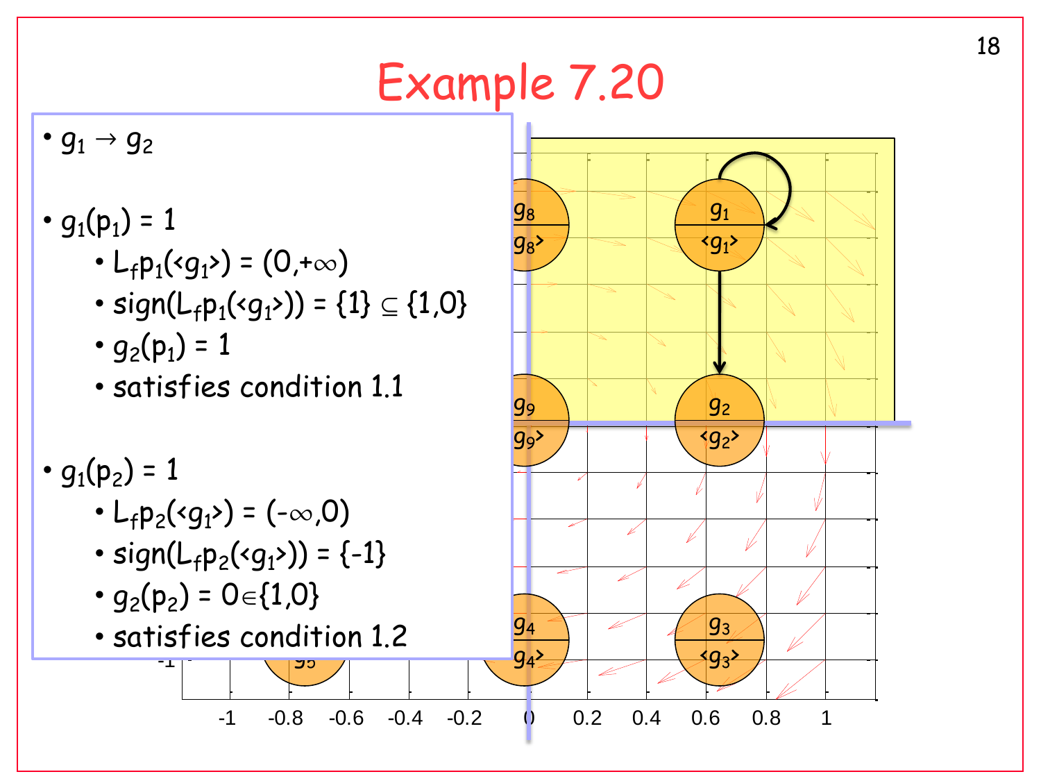# Example 7.20

- $g_1 \rightarrow g_2$

- $g_1(p_1) = 1$
  - $L_f p_1(\langle g_1 \rangle) = (0, +\infty)$
  - $\text{sign}(L_f p_1(\langle g_1 \rangle)) = \{1\} \subseteq \{1,0\}$
  - $g_2(p_1) = 1$
  - satisfies condition 1.1

- $g_1(p_2) = 1$
  - $L_f p_2(\langle g_1 \rangle) = (-\infty, 0)$
  - $\text{sign}(L_f p_2(\langle g_1 \rangle)) = \{-1\}$
  - $g_2(p_2) = 0 \in \{1,0\}$
  - satisfies condition 1.2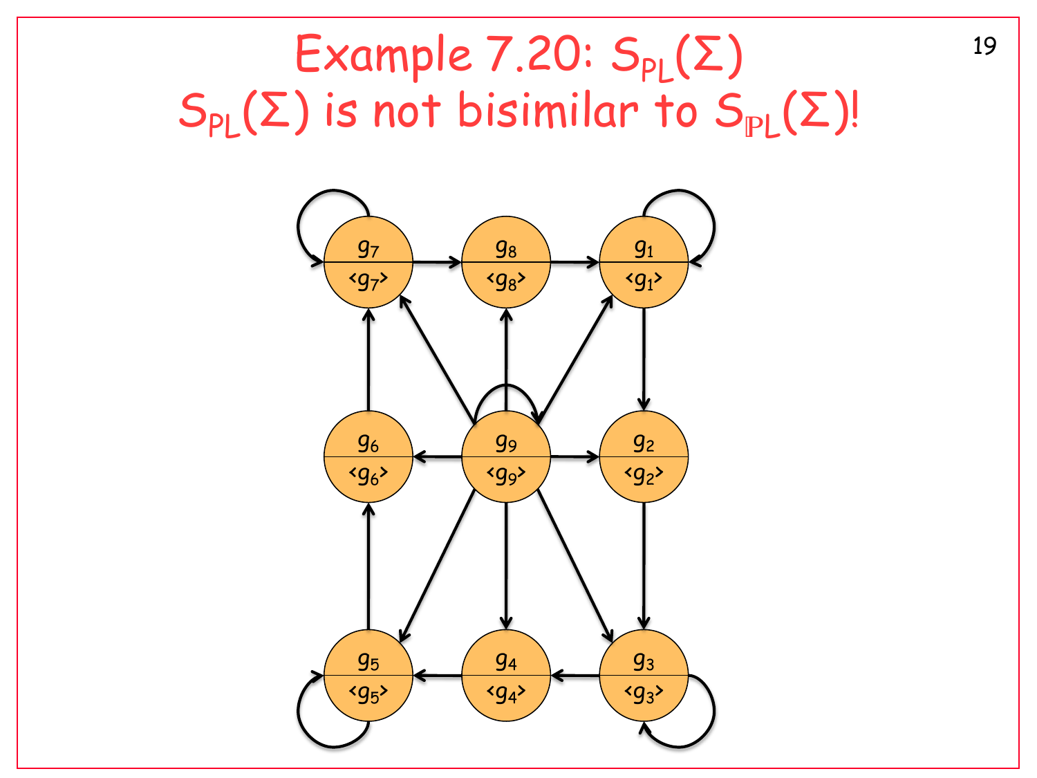# Example 7.20: $S_{PL}(\Sigma)$

## $S_{PL}(\Sigma)$ is not bisimilar to $S_{\mathbb{P}L}(\Sigma)$!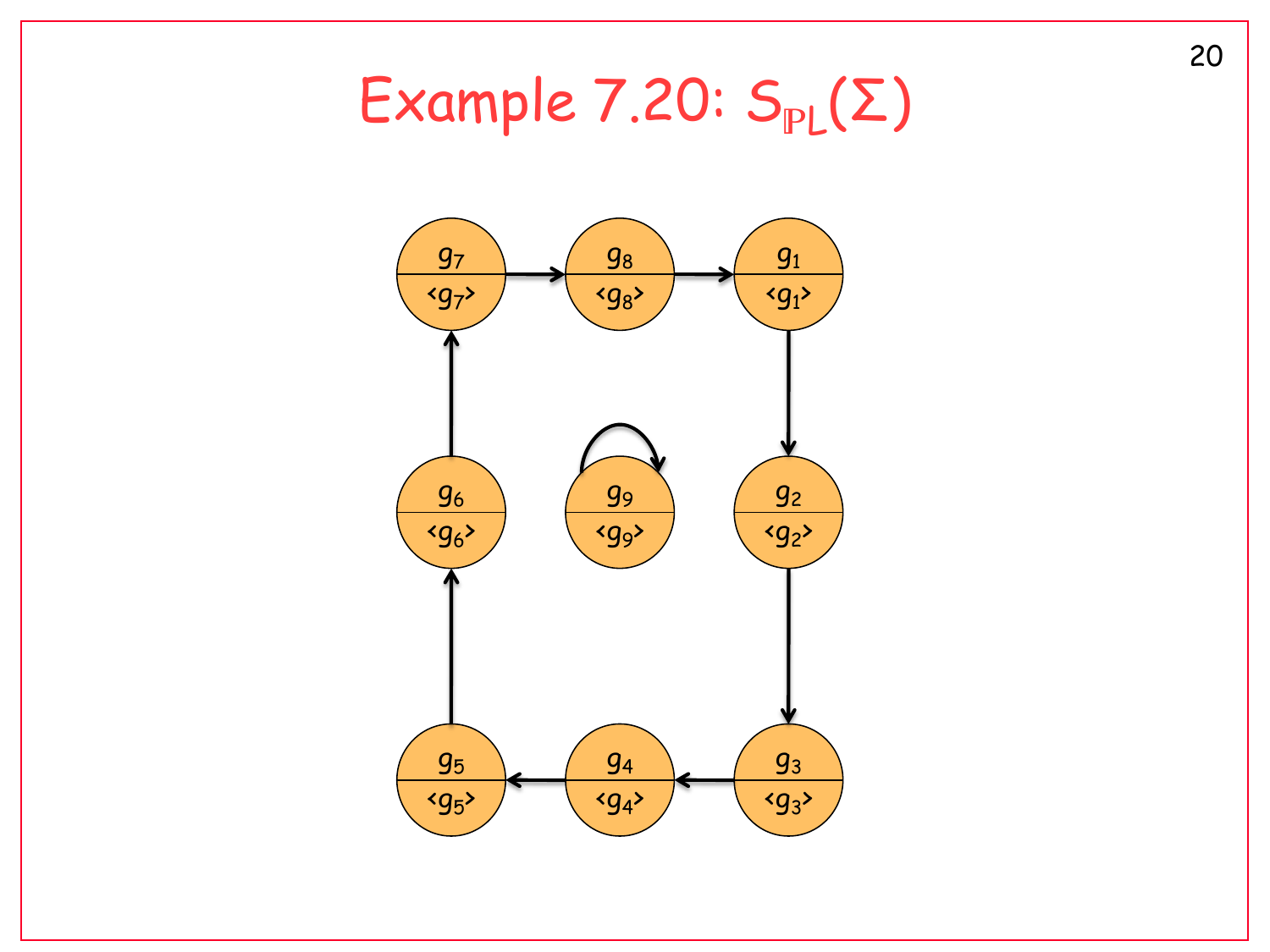# Example 7.20: $S_{\mathbb{PL}}(\Sigma)$

$g_7$

$\langle g_7 \rangle$

$g_8$

$\langle g_8 \rangle$

$g_1$

$\langle g_1 \rangle$

$g_6$

$\langle g_6 \rangle$

$g_9$

$\langle g_9 \rangle$

$g_2$

$\langle g_2 \rangle$

$g_5$

$\langle g_5 \rangle$

$g_4$

$\langle g_4 \rangle$

$g_3$

$\langle g_3 \rangle$